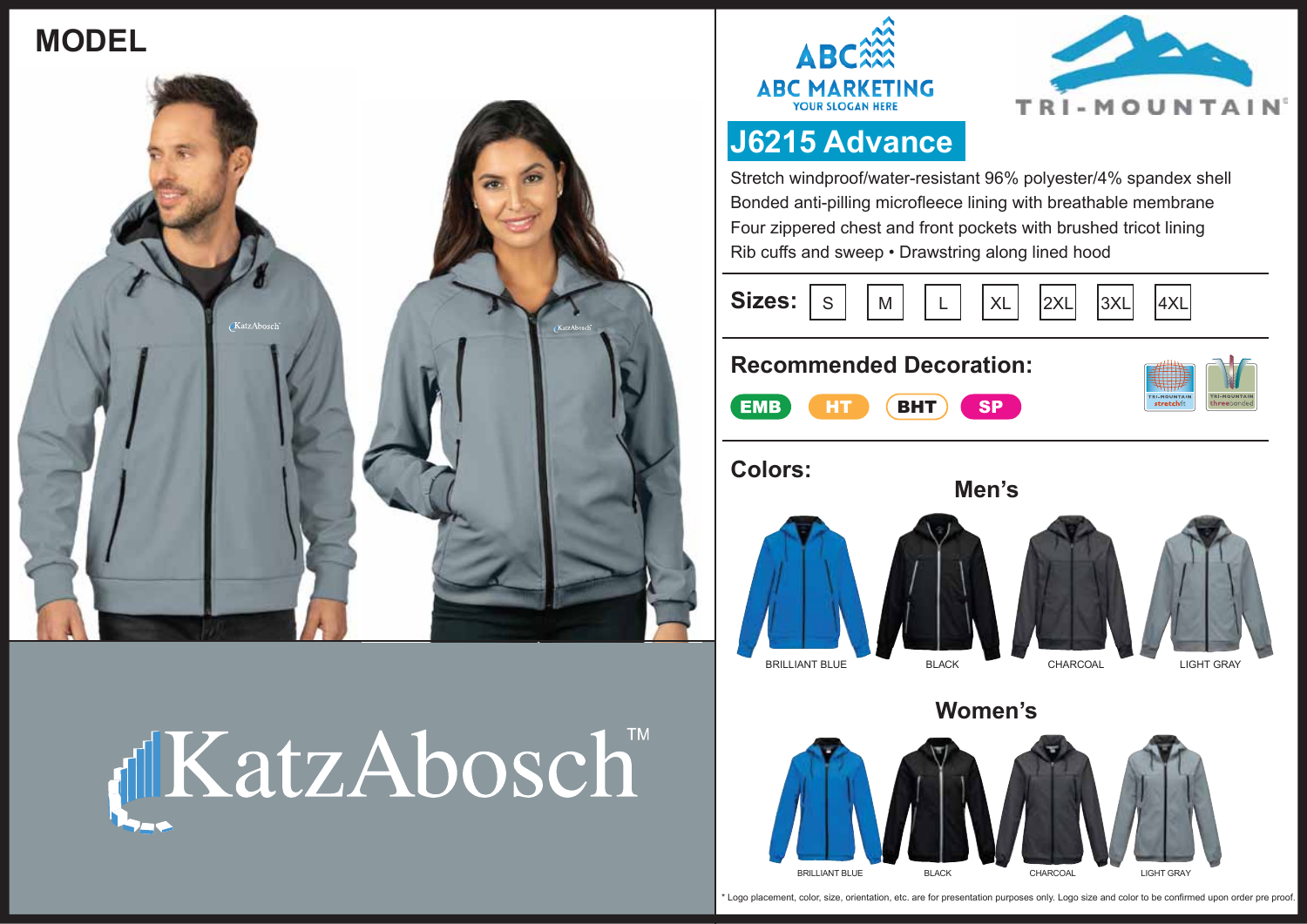## MODEL

KatzAbosch™

ABC MARKETING
YOUR SLOGAN HERE

TRI-MOUNTAIN

# J6215 Advance

Stretch windproof/water-resistant 96% polyester/4% spandex shell
Bonded anti-pilling microfleece lining with breathable membrane
Four zippered chest and front pockets with brushed tricot lining
Rib cuffs and sweep • Drawstring along lined hood

**Sizes:** S | M | L | XL | 2XL | 3XL | 4XL

**Recommended Decoration:**

EMB | HT | BHT | SP

TRI-MOUNTAIN stretchfit | TRI-MOUNTAIN threebonded

**Colors:**

**Men's**

BRILLIANT BLUE | BLACK | CHARCOAL | LIGHT GRAY

**Women's**

BRILLIANT BLUE | BLACK | CHARCOAL | LIGHT GRAY

* Logo placement, color, size, orientation, etc. are for presentation purposes only. Logo size and color to be confirmed upon order pre proof.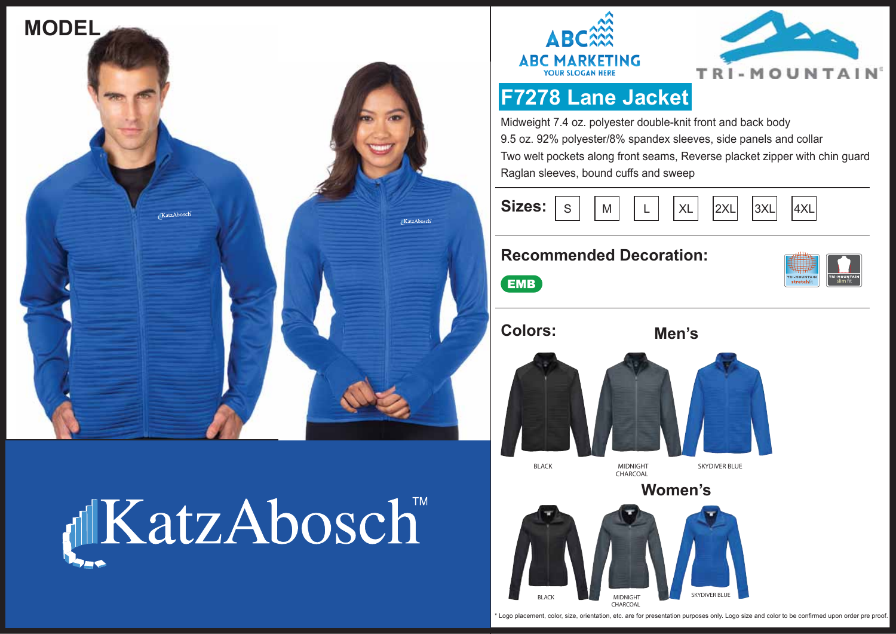MODEL

KatzAbosch™

ABC MARKETING
YOUR SLOGAN HERE

TRI-MOUNTAIN

# F7278 Lane Jacket

Midweight 7.4 oz. polyester double-knit front and back body
9.5 oz. 92% polyester/8% spandex sleeves, side panels and collar
Two welt pockets along front seams, Reverse placket zipper with chin guard
Raglan sleeves, bound cuffs and sweep

**Sizes:** S | M | L | XL | 2XL | 3XL | 4XL

**Recommended Decoration:**

EMB

TRI-MOUNTAIN stretchfit | TRI-MOUNTAIN slim fit

**Colors:**

**Men's**

BLACK | MIDNIGHT CHARCOAL | SKYDIVER BLUE

**Women's**

BLACK | MIDNIGHT CHARCOAL | SKYDIVER BLUE

* Logo placement, color, size, orientation, etc. are for presentation purposes only. Logo size and color to be confirmed upon order pre proof.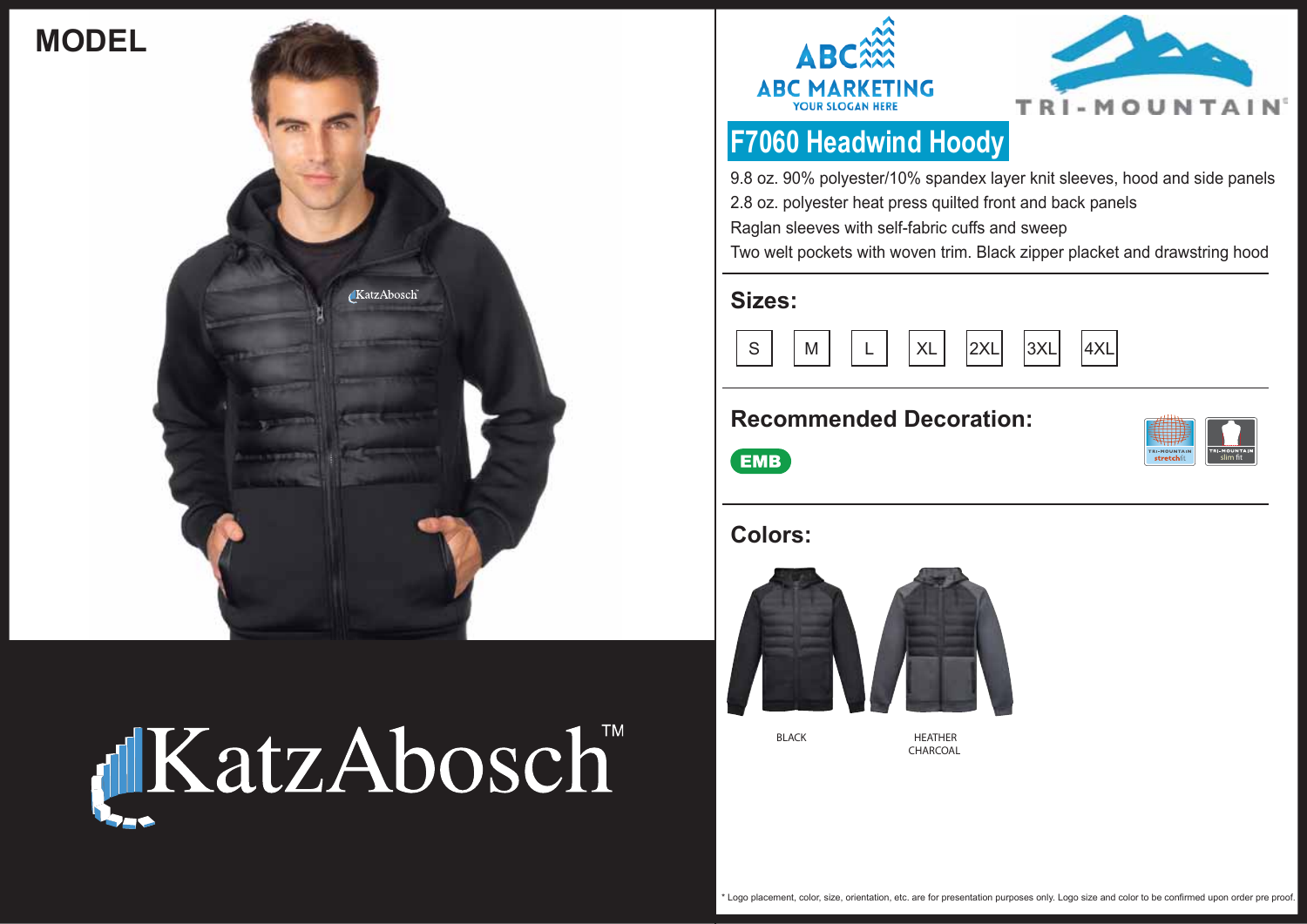MODEL

KatzAbosch™

ABC MARKETING
YOUR SLOGAN HERE

TRI-MOUNTAIN

# F7060 Headwind Hoody

9.8 oz. 90% polyester/10% spandex layer knit sleeves, hood and side panels
2.8 oz. polyester heat press quilted front and back panels
Raglan sleeves with self-fabric cuffs and sweep
Two welt pockets with woven trim. Black zipper placket and drawstring hood

## Sizes:

S | M | L | XL | 2XL | 3XL | 4XL

## Recommended Decoration:

EMB

TRI-MOUNTAIN stretchfit | TRI-MOUNTAIN slim fit

## Colors:

BLACK

HEATHER CHARCOAL

* Logo placement, color, size, orientation, etc. are for presentation purposes only. Logo size and color to be confirmed upon order pre proof.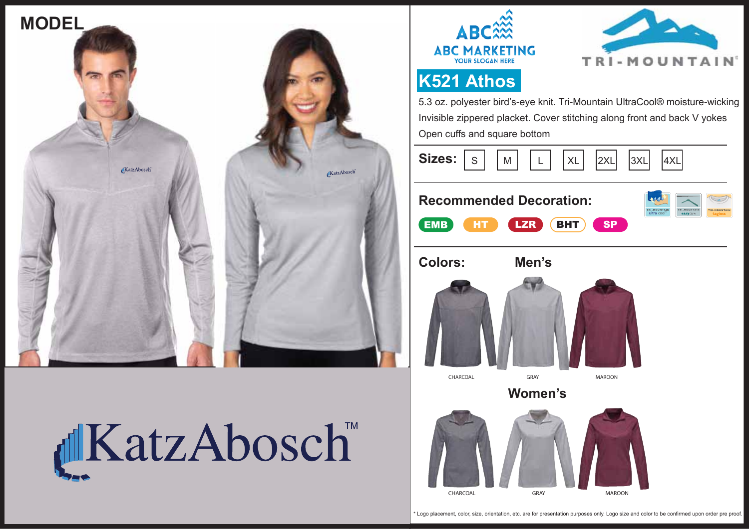MODEL

KatzAbosch™

ABC MARKETING
YOUR SLOGAN HERE

TRI-MOUNTAIN

# K521 Athos

5.3 oz. polyester bird's-eye knit. Tri-Mountain UltraCool® moisture-wicking
Invisible zippered placket. Cover stitching along front and back V yokes
Open cuffs and square bottom

**Sizes:** S | M | L | XL | 2XL | 3XL | 4XL

**Recommended Decoration:**

EMB | HT | LZR | BHT | SP

**Colors:**

**Men's**

CHARCOAL | GRAY | MAROON

**Women's**

CHARCOAL | GRAY | MAROON

* Logo placement, color, size, orientation, etc. are for presentation purposes only. Logo size and color to be confirmed upon order pre proof.